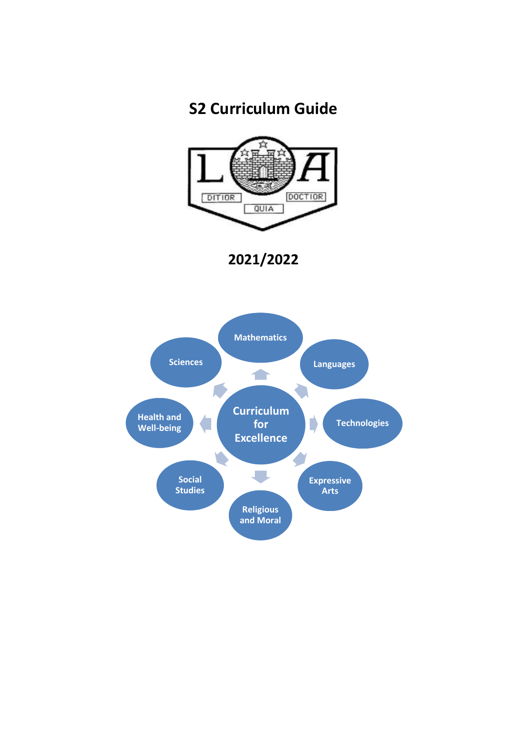# S2 Curriculum Guide

DITIOR QUIA DOCTIOR

## 2021/2022

Curriculum for Excellence

- Mathematics
- Languages
- Technologies
- Expressive Arts
- Religious and Moral
- Social Studies
- Health and Well-being
- Sciences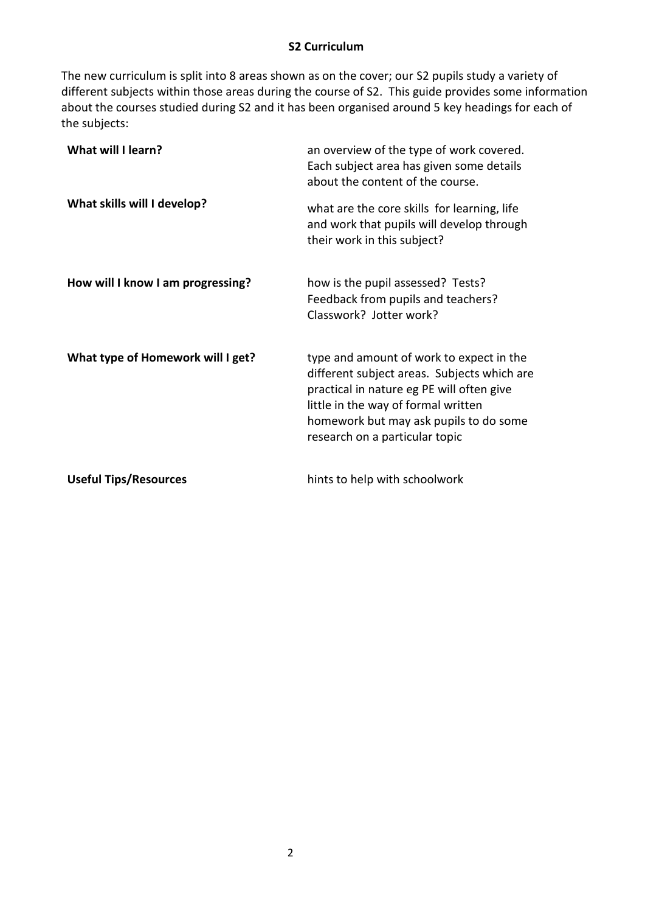## S2 Curriculum

The new curriculum is split into 8 areas shown as on the cover; our S2 pupils study a variety of different subjects within those areas during the course of S2. This guide provides some information about the courses studied during S2 and it has been organised around 5 key headings for each of the subjects:

| | |
|---|---|
| **What will I learn?** | an overview of the type of work covered. Each subject area has given some details about the content of the course. |
| **What skills will I develop?** | what are the core skills for learning, life and work that pupils will develop through their work in this subject? |
| **How will I know I am progressing?** | how is the pupil assessed? Tests? Feedback from pupils and teachers? Classwork? Jotter work? |
| **What type of Homework will I get?** | type and amount of work to expect in the different subject areas. Subjects which are practical in nature eg PE will often give little in the way of formal written homework but may ask pupils to do some research on a particular topic |
| **Useful Tips/Resources** | hints to help with schoolwork |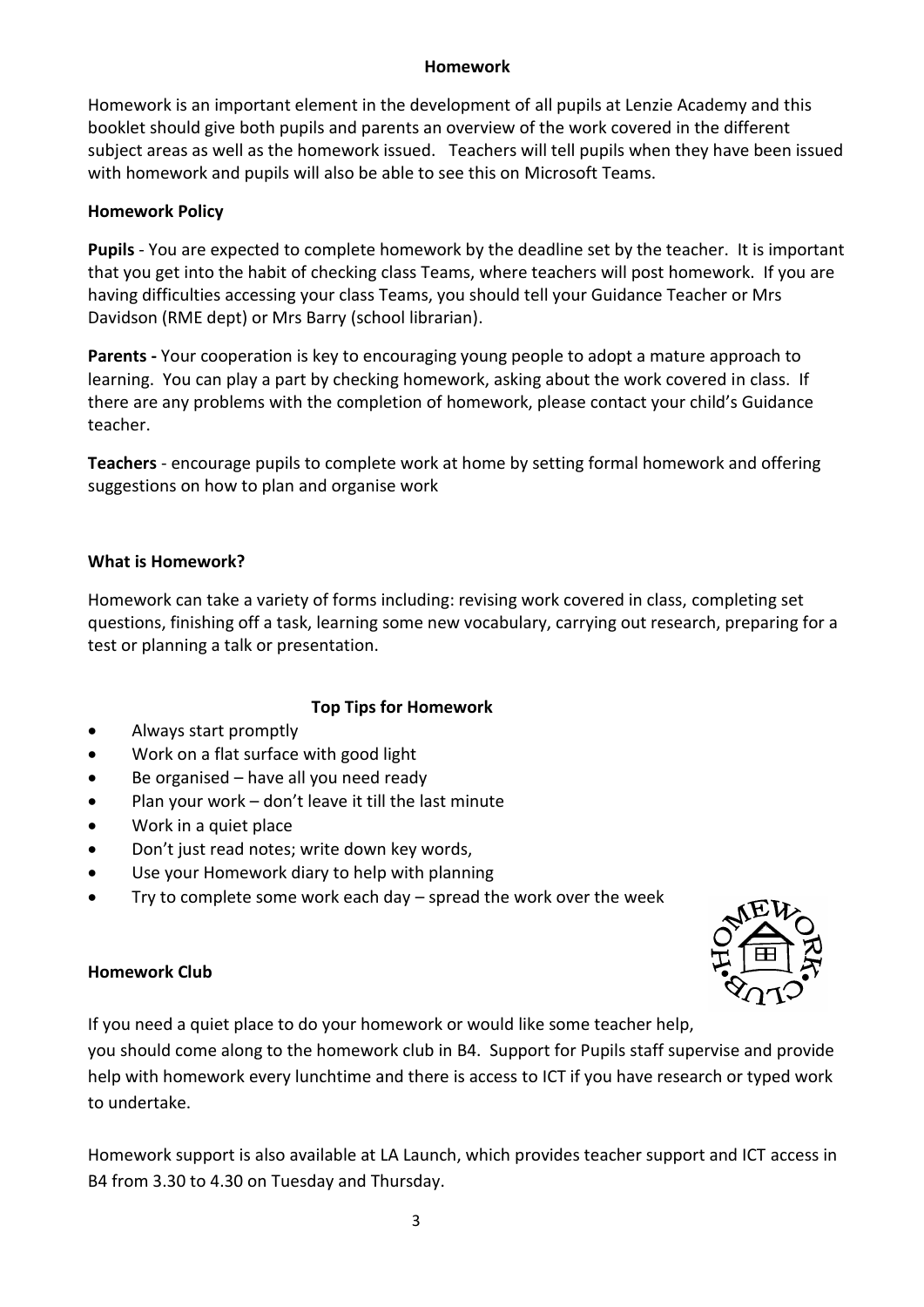## Homework

Homework is an important element in the development of all pupils at Lenzie Academy and this booklet should give both pupils and parents an overview of the work covered in the different subject areas as well as the homework issued. Teachers will tell pupils when they have been issued with homework and pupils will also be able to see this on Microsoft Teams.

### Homework Policy

**Pupils** - You are expected to complete homework by the deadline set by the teacher. It is important that you get into the habit of checking class Teams, where teachers will post homework. If you are having difficulties accessing your class Teams, you should tell your Guidance Teacher or Mrs Davidson (RME dept) or Mrs Barry (school librarian).

**Parents -** Your cooperation is key to encouraging young people to adopt a mature approach to learning. You can play a part by checking homework, asking about the work covered in class. If there are any problems with the completion of homework, please contact your child's Guidance teacher.

**Teachers** - encourage pupils to complete work at home by setting formal homework and offering suggestions on how to plan and organise work

### What is Homework?

Homework can take a variety of forms including: revising work covered in class, completing set questions, finishing off a task, learning some new vocabulary, carrying out research, preparing for a test or planning a talk or presentation.

### Top Tips for Homework

- Always start promptly
- Work on a flat surface with good light
- Be organised – have all you need ready
- Plan your work – don't leave it till the last minute
- Work in a quiet place
- Don't just read notes; write down key words,
- Use your Homework diary to help with planning
- Try to complete some work each day – spread the work over the week

### Homework Club

If you need a quiet place to do your homework or would like some teacher help, you should come along to the homework club in B4. Support for Pupils staff supervise and provide help with homework every lunchtime and there is access to ICT if you have research or typed work to undertake.

Homework support is also available at LA Launch, which provides teacher support and ICT access in B4 from 3.30 to 4.30 on Tuesday and Thursday.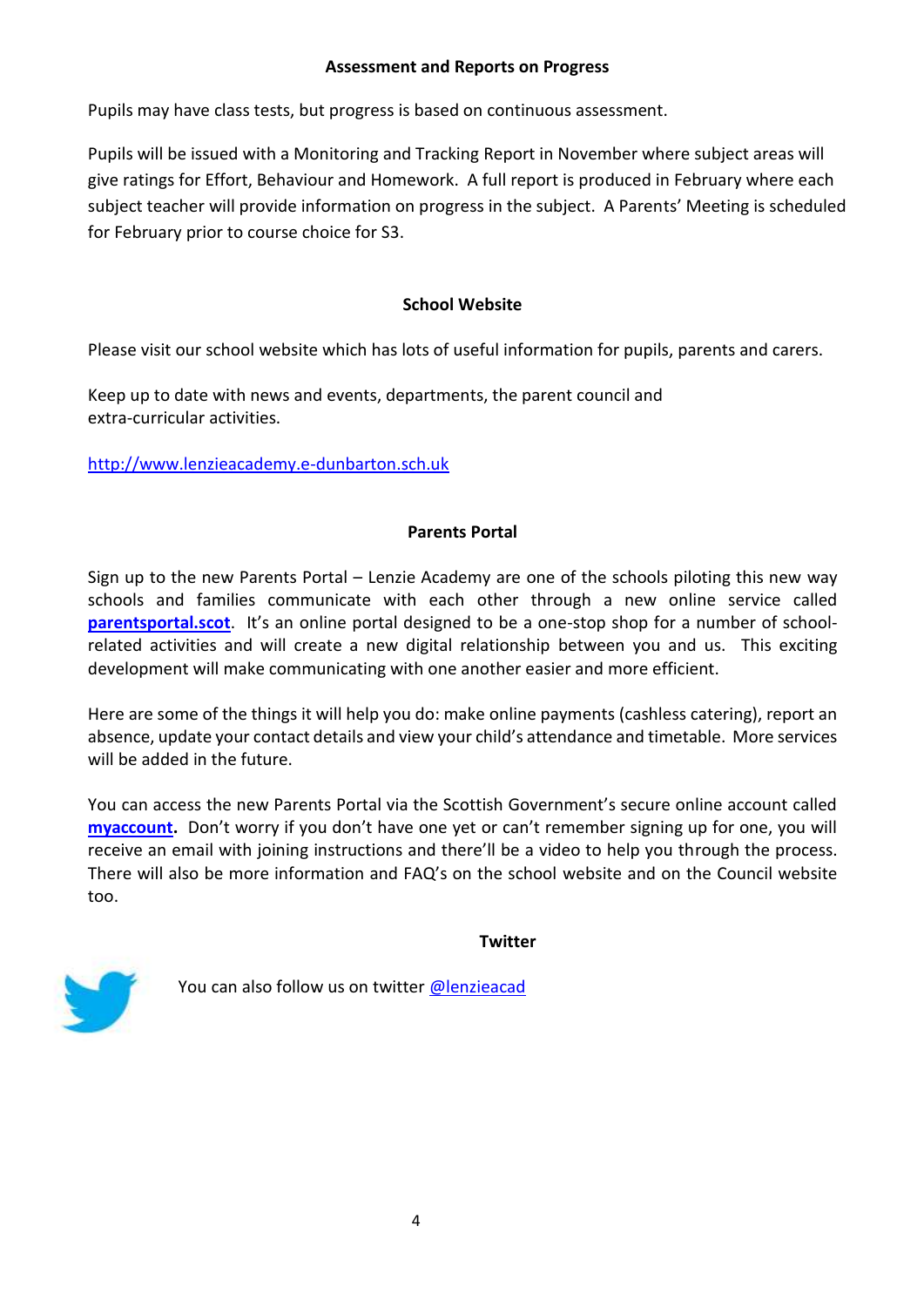## Assessment and Reports on Progress

Pupils may have class tests, but progress is based on continuous assessment.

Pupils will be issued with a Monitoring and Tracking Report in November where subject areas will give ratings for Effort, Behaviour and Homework. A full report is produced in February where each subject teacher will provide information on progress in the subject. A Parents' Meeting is scheduled for February prior to course choice for S3.

## School Website

Please visit our school website which has lots of useful information for pupils, parents and carers.

Keep up to date with news and events, departments, the parent council and extra-curricular activities.

http://www.lenzieacademy.e-dunbarton.sch.uk

## Parents Portal

Sign up to the new Parents Portal – Lenzie Academy are one of the schools piloting this new way schools and families communicate with each other through a new online service called **parentsportal.scot**. It's an online portal designed to be a one-stop shop for a number of school-related activities and will create a new digital relationship between you and us. This exciting development will make communicating with one another easier and more efficient.

Here are some of the things it will help you do: make online payments (cashless catering), report an absence, update your contact details and view your child's attendance and timetable. More services will be added in the future.

You can access the new Parents Portal via the Scottish Government's secure online account called **myaccount.** Don't worry if you don't have one yet or can't remember signing up for one, you will receive an email with joining instructions and there'll be a video to help you through the process. There will also be more information and FAQ's on the school website and on the Council website too.

## Twitter

You can also follow us on twitter @lenzieacad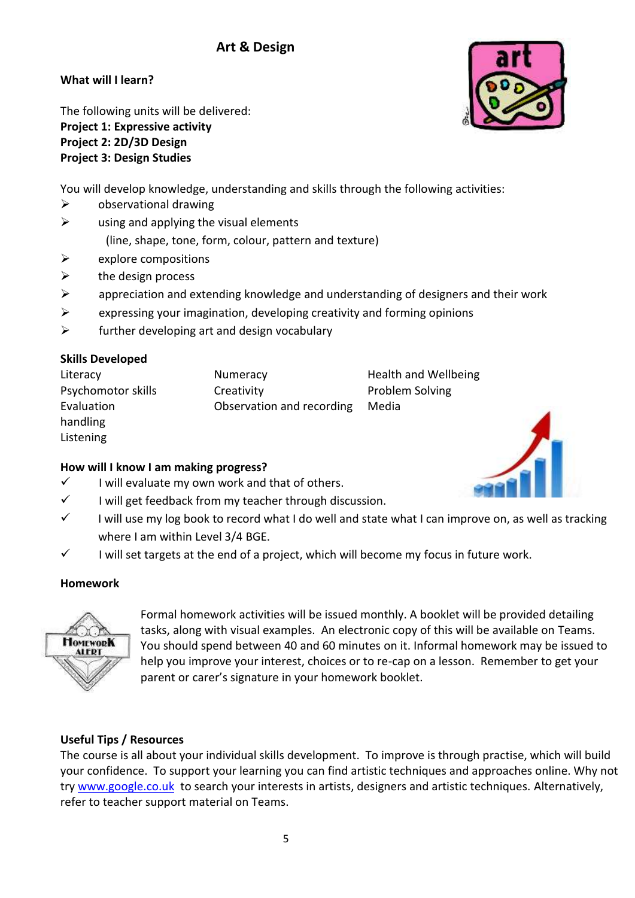# Art & Design

**What will I learn?**

The following units will be delivered:
**Project 1: Expressive activity**
**Project 2: 2D/3D Design**
**Project 3: Design Studies**

You will develop knowledge, understanding and skills through the following activities:

- observational drawing
- using and applying the visual elements
  (line, shape, tone, form, colour, pattern and texture)
- explore compositions
- the design process
- appreciation and extending knowledge and understanding of designers and their work
- expressing your imagination, developing creativity and forming opinions
- further developing art and design vocabulary

**Skills Developed**

| | | |
|---|---|---|
| Literacy | Numeracy | Health and Wellbeing |
| Psychomotor skills | Creativity | Problem Solving |
| Evaluation | Observation and recording | Media |
| handling | | |
| Listening | | |

**How will I know I am making progress?**

- ✓ I will evaluate my own work and that of others.
- ✓ I will get feedback from my teacher through discussion.
- ✓ I will use my log book to record what I do well and state what I can improve on, as well as tracking where I am within Level 3/4 BGE.
- ✓ I will set targets at the end of a project, which will become my focus in future work.

**Homework**

Formal homework activities will be issued monthly. A booklet will be provided detailing tasks, along with visual examples. An electronic copy of this will be available on Teams. You should spend between 40 and 60 minutes on it. Informal homework may be issued to help you improve your interest, choices or to re-cap on a lesson. Remember to get your parent or carer's signature in your homework booklet.

**Useful Tips / Resources**

The course is all about your individual skills development. To improve is through practise, which will build your confidence. To support your learning you can find artistic techniques and approaches online. Why not try [www.google.co.uk](http://www.google.co.uk) to search your interests in artists, designers and artistic techniques. Alternatively, refer to teacher support material on Teams.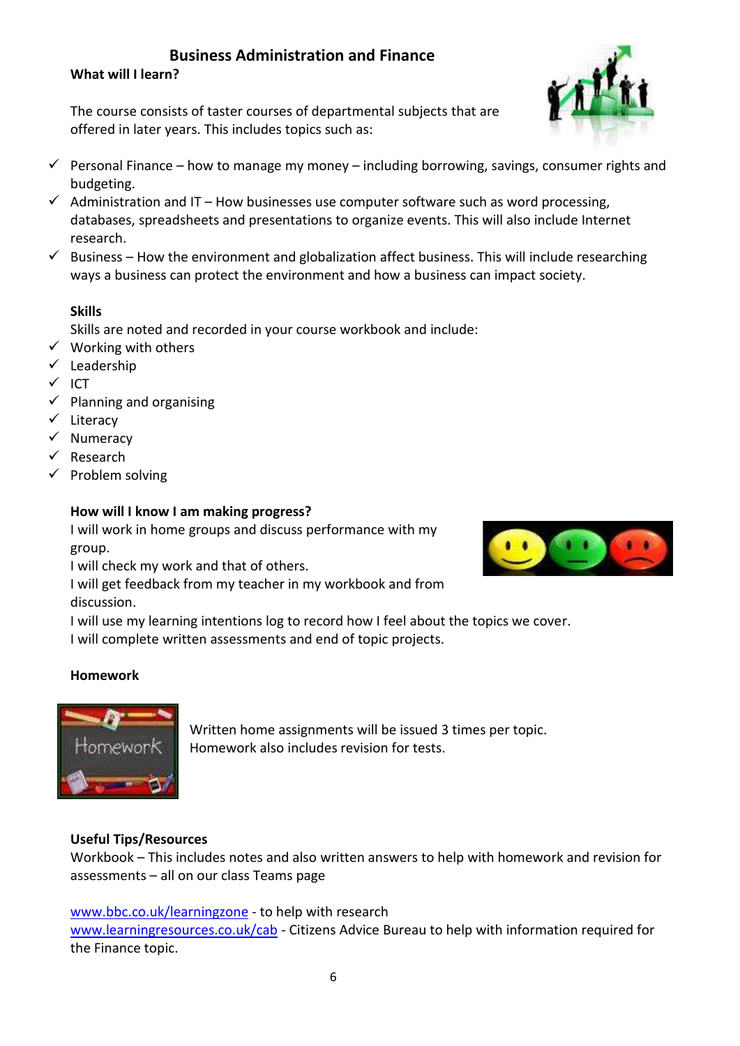# Business Administration and Finance

## What will I learn?

The course consists of taster courses of departmental subjects that are offered in later years. This includes topics such as:

- ✓ Personal Finance – how to manage my money – including borrowing, savings, consumer rights and budgeting.
- ✓ Administration and IT – How businesses use computer software such as word processing, databases, spreadsheets and presentations to organize events. This will also include Internet research.
- ✓ Business – How the environment and globalization affect business. This will include researching ways a business can protect the environment and how a business can impact society.

## Skills

Skills are noted and recorded in your course workbook and include:

- ✓ Working with others
- ✓ Leadership
- ✓ ICT
- ✓ Planning and organising
- ✓ Literacy
- ✓ Numeracy
- ✓ Research
- ✓ Problem solving

## How will I know I am making progress?

I will work in home groups and discuss performance with my group.
I will check my work and that of others.
I will get feedback from my teacher in my workbook and from discussion.
I will use my learning intentions log to record how I feel about the topics we cover.
I will complete written assessments and end of topic projects.

## Homework

Written home assignments will be issued 3 times per topic.
Homework also includes revision for tests.

## Useful Tips/Resources

Workbook – This includes notes and also written answers to help with homework and revision for assessments – all on our class Teams page

www.bbc.co.uk/learningzone - to help with research
www.learningresources.co.uk/cab - Citizens Advice Bureau to help with information required for the Finance topic.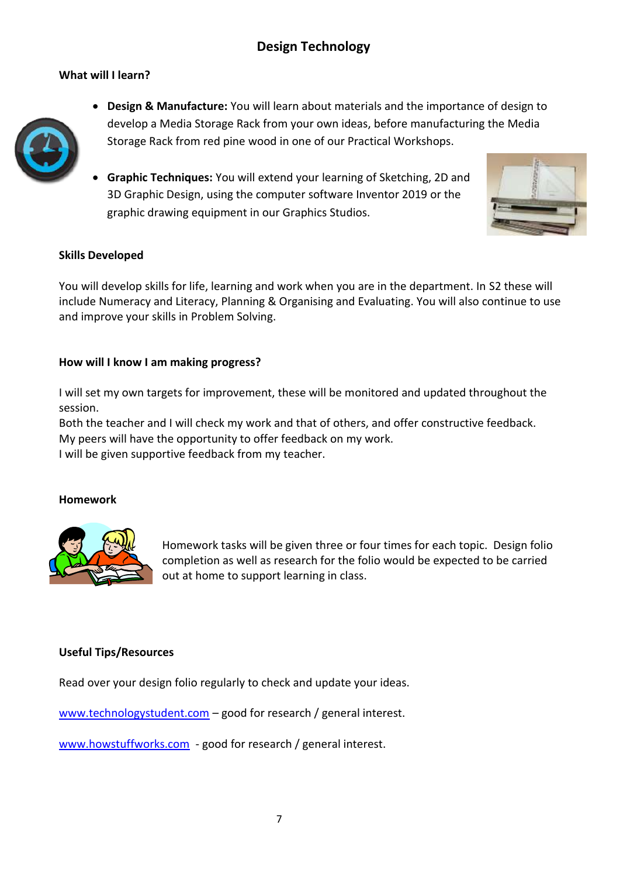## Design Technology

### What will I learn?

- **Design & Manufacture:** You will learn about materials and the importance of design to develop a Media Storage Rack from your own ideas, before manufacturing the Media Storage Rack from red pine wood in one of our Practical Workshops.
- **Graphic Techniques:** You will extend your learning of Sketching, 2D and 3D Graphic Design, using the computer software Inventor 2019 or the graphic drawing equipment in our Graphics Studios.

### Skills Developed

You will develop skills for life, learning and work when you are in the department. In S2 these will include Numeracy and Literacy, Planning & Organising and Evaluating. You will also continue to use and improve your skills in Problem Solving.

### How will I know I am making progress?

I will set my own targets for improvement, these will be monitored and updated throughout the session.
Both the teacher and I will check my work and that of others, and offer constructive feedback.
My peers will have the opportunity to offer feedback on my work.
I will be given supportive feedback from my teacher.

### Homework

Homework tasks will be given three or four times for each topic. Design folio completion as well as research for the folio would be expected to be carried out at home to support learning in class.

### Useful Tips/Resources

Read over your design folio regularly to check and update your ideas.

www.technologystudent.com – good for research / general interest.

www.howstuffworks.com - good for research / general interest.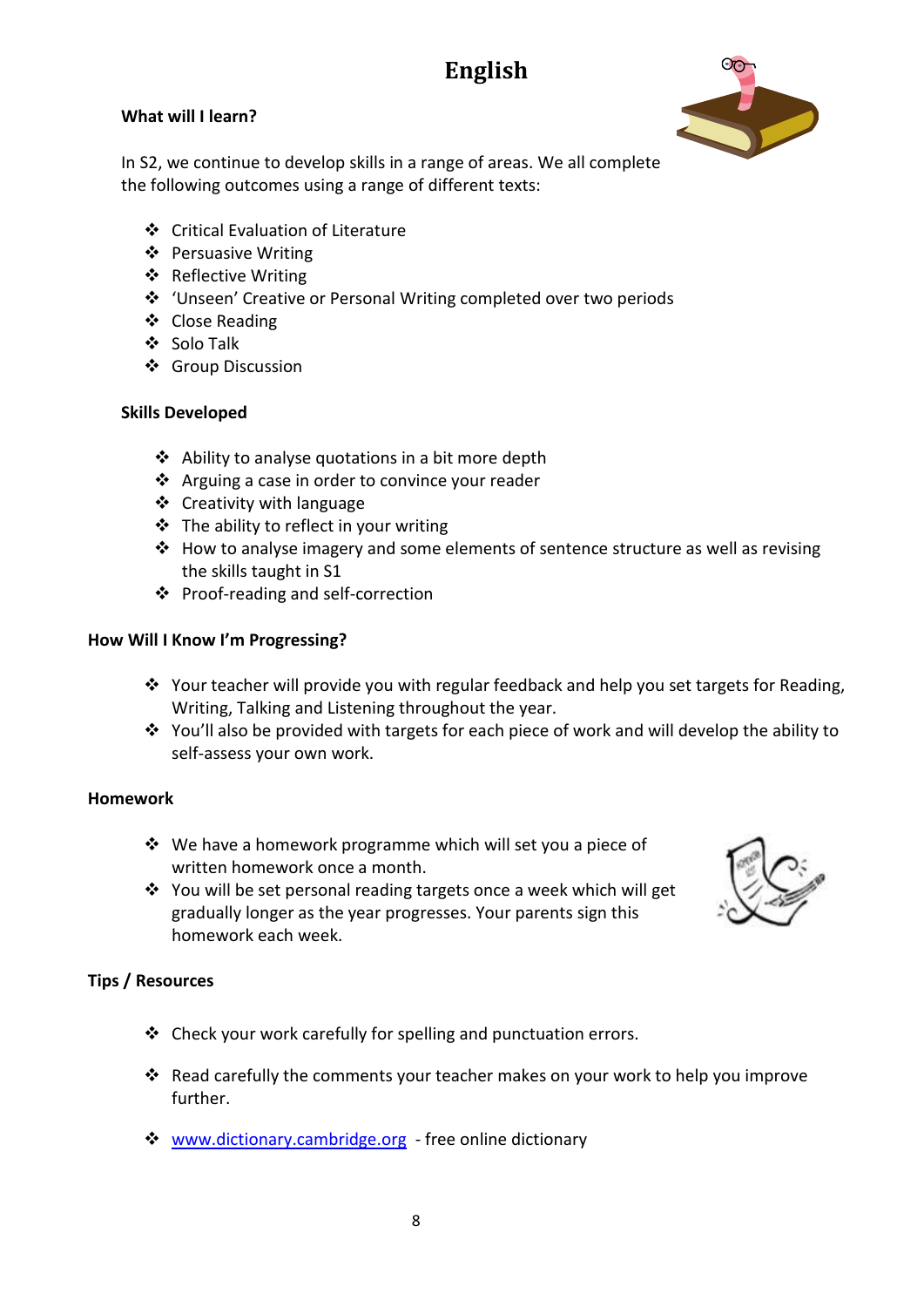# English

### What will I learn?

In S2, we continue to develop skills in a range of areas. We all complete the following outcomes using a range of different texts:

- Critical Evaluation of Literature
- Persuasive Writing
- Reflective Writing
- 'Unseen' Creative or Personal Writing completed over two periods
- Close Reading
- Solo Talk
- Group Discussion

### Skills Developed

- Ability to analyse quotations in a bit more depth
- Arguing a case in order to convince your reader
- Creativity with language
- The ability to reflect in your writing
- How to analyse imagery and some elements of sentence structure as well as revising the skills taught in S1
- Proof-reading and self-correction

### How Will I Know I'm Progressing?

- Your teacher will provide you with regular feedback and help you set targets for Reading, Writing, Talking and Listening throughout the year.
- You'll also be provided with targets for each piece of work and will develop the ability to self-assess your own work.

### Homework

- We have a homework programme which will set you a piece of written homework once a month.
- You will be set personal reading targets once a week which will get gradually longer as the year progresses. Your parents sign this homework each week.

### Tips / Resources

- Check your work carefully for spelling and punctuation errors.
- Read carefully the comments your teacher makes on your work to help you improve further.
- [www.dictionary.cambridge.org](http://www.dictionary.cambridge.org) - free online dictionary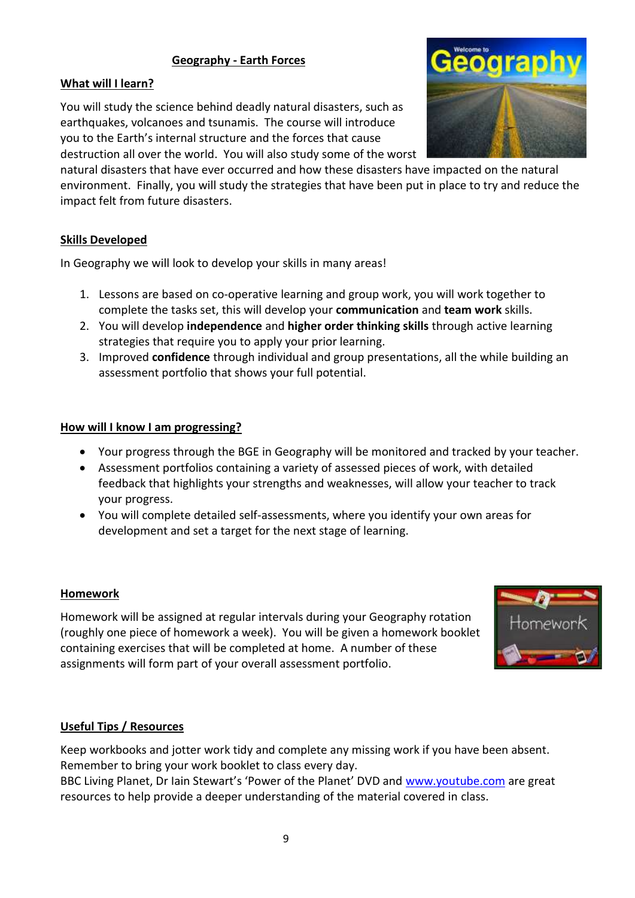# Geography - Earth Forces

## What will I learn?

You will study the science behind deadly natural disasters, such as earthquakes, volcanoes and tsunamis. The course will introduce you to the Earth's internal structure and the forces that cause destruction all over the world. You will also study some of the worst natural disasters that have ever occurred and how these disasters have impacted on the natural environment. Finally, you will study the strategies that have been put in place to try and reduce the impact felt from future disasters.

## Skills Developed

In Geography we will look to develop your skills in many areas!

1. Lessons are based on co-operative learning and group work, you will work together to complete the tasks set, this will develop your **communication** and **team work** skills.
2. You will develop **independence** and **higher order thinking skills** through active learning strategies that require you to apply your prior learning.
3. Improved **confidence** through individual and group presentations, all the while building an assessment portfolio that shows your full potential.

## How will I know I am progressing?

- Your progress through the BGE in Geography will be monitored and tracked by your teacher.
- Assessment portfolios containing a variety of assessed pieces of work, with detailed feedback that highlights your strengths and weaknesses, will allow your teacher to track your progress.
- You will complete detailed self-assessments, where you identify your own areas for development and set a target for the next stage of learning.

## Homework

Homework will be assigned at regular intervals during your Geography rotation (roughly one piece of homework a week). You will be given a homework booklet containing exercises that will be completed at home. A number of these assignments will form part of your overall assessment portfolio.

## Useful Tips / Resources

Keep workbooks and jotter work tidy and complete any missing work if you have been absent. Remember to bring your work booklet to class every day.

BBC Living Planet, Dr Iain Stewart's 'Power of the Planet' DVD and www.youtube.com are great resources to help provide a deeper understanding of the material covered in class.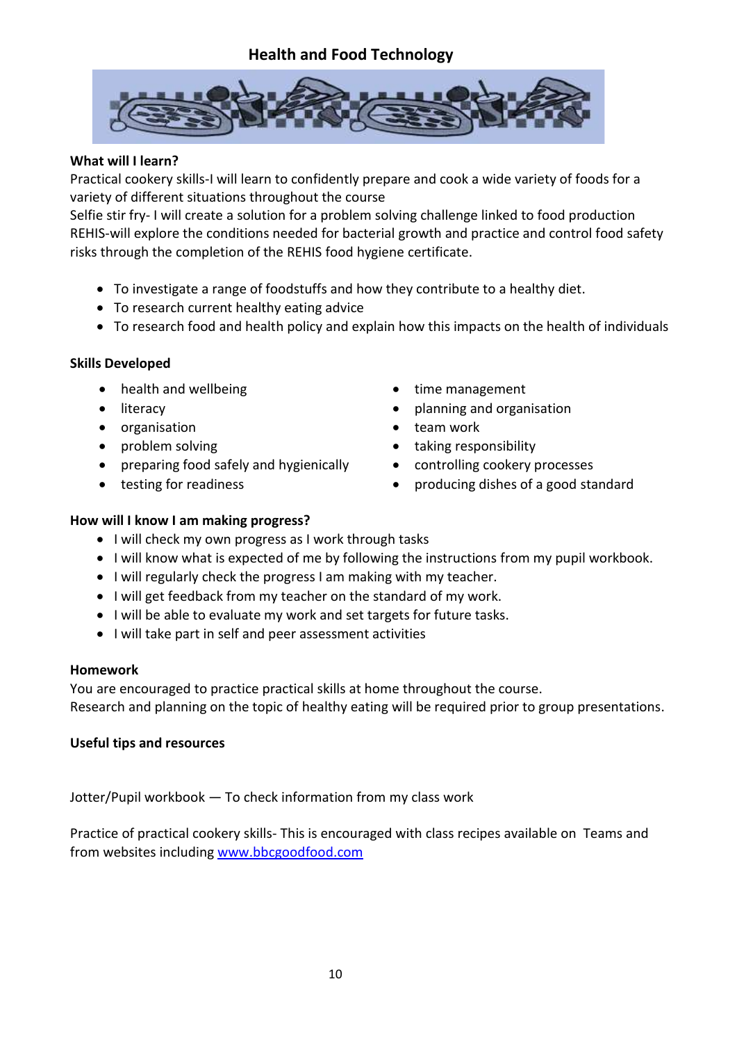# Health and Food Technology

**What will I learn?**

Practical cookery skills-I will learn to confidently prepare and cook a wide variety of foods for a variety of different situations throughout the course

Selfie stir fry- I will create a solution for a problem solving challenge linked to food production

REHIS-will explore the conditions needed for bacterial growth and practice and control food safety risks through the completion of the REHIS food hygiene certificate.

- To investigate a range of foodstuffs and how they contribute to a healthy diet.
- To research current healthy eating advice
- To research food and health policy and explain how this impacts on the health of individuals

**Skills Developed**

- health and wellbeing
- literacy
- organisation
- problem solving
- preparing food safely and hygienically
- testing for readiness
- time management
- planning and organisation
- team work
- taking responsibility
- controlling cookery processes
- producing dishes of a good standard

**How will I know I am making progress?**

- I will check my own progress as I work through tasks
- I will know what is expected of me by following the instructions from my pupil workbook.
- I will regularly check the progress I am making with my teacher.
- I will get feedback from my teacher on the standard of my work.
- I will be able to evaluate my work and set targets for future tasks.
- I will take part in self and peer assessment activities

**Homework**

You are encouraged to practice practical skills at home throughout the course.

Research and planning on the topic of healthy eating will be required prior to group presentations.

**Useful tips and resources**

Jotter/Pupil workbook — To check information from my class work

Practice of practical cookery skills- This is encouraged with class recipes available on Teams and from websites including [www.bbcgoodfood.com](http://www.bbcgoodfood.com)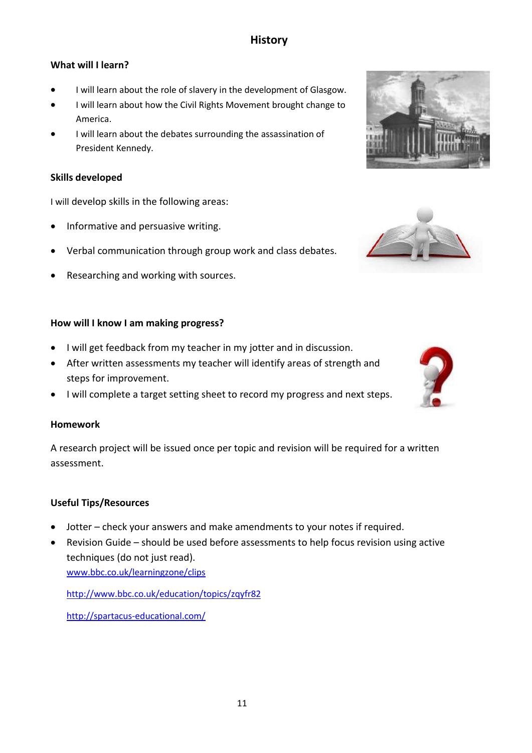# History

### What will I learn?

- I will learn about the role of slavery in the development of Glasgow.
- I will learn about how the Civil Rights Movement brought change to America.
- I will learn about the debates surrounding the assassination of President Kennedy.

### Skills developed

I will develop skills in the following areas:

- Informative and persuasive writing.
- Verbal communication through group work and class debates.
- Researching and working with sources.

### How will I know I am making progress?

- I will get feedback from my teacher in my jotter and in discussion.
- After written assessments my teacher will identify areas of strength and steps for improvement.
- I will complete a target setting sheet to record my progress and next steps.

### Homework

A research project will be issued once per topic and revision will be required for a written assessment.

### Useful Tips/Resources

- Jotter – check your answers and make amendments to your notes if required.
- Revision Guide – should be used before assessments to help focus revision using active techniques (do not just read).

  [www.bbc.co.uk/learningzone/clips](www.bbc.co.uk/learningzone/clips)

  [http://www.bbc.co.uk/education/topics/zqyfr82](http://www.bbc.co.uk/education/topics/zqyfr82)

  [http://spartacus-educational.com/](http://spartacus-educational.com/)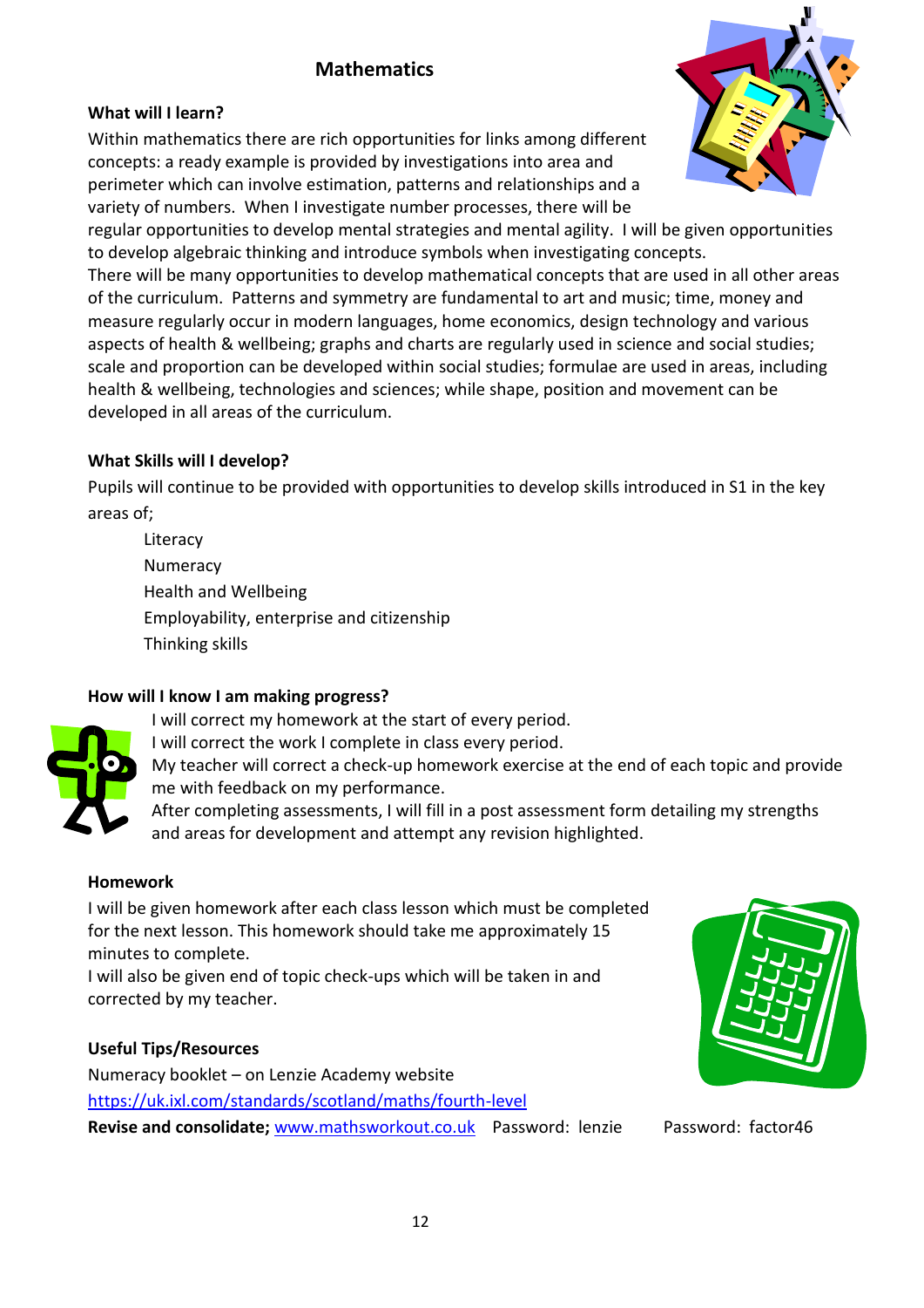## Mathematics

### What will I learn?

Within mathematics there are rich opportunities for links among different concepts: a ready example is provided by investigations into area and perimeter which can involve estimation, patterns and relationships and a variety of numbers. When I investigate number processes, there will be regular opportunities to develop mental strategies and mental agility. I will be given opportunities to develop algebraic thinking and introduce symbols when investigating concepts.
There will be many opportunities to develop mathematical concepts that are used in all other areas of the curriculum. Patterns and symmetry are fundamental to art and music; time, money and measure regularly occur in modern languages, home economics, design technology and various aspects of health & wellbeing; graphs and charts are regularly used in science and social studies; scale and proportion can be developed within social studies; formulae are used in areas, including health & wellbeing, technologies and sciences; while shape, position and movement can be developed in all areas of the curriculum.

### What Skills will I develop?

Pupils will continue to be provided with opportunities to develop skills introduced in S1 in the key areas of;

- Literacy
- Numeracy
- Health and Wellbeing
- Employability, enterprise and citizenship
- Thinking skills

### How will I know I am making progress?

I will correct my homework at the start of every period.
I will correct the work I complete in class every period.
My teacher will correct a check-up homework exercise at the end of each topic and provide me with feedback on my performance.
After completing assessments, I will fill in a post assessment form detailing my strengths and areas for development and attempt any revision highlighted.

### Homework

I will be given homework after each class lesson which must be completed for the next lesson. This homework should take me approximately 15 minutes to complete.
I will also be given end of topic check-ups which will be taken in and corrected by my teacher.

### Useful Tips/Resources

Numeracy booklet – on Lenzie Academy website
https://uk.ixl.com/standards/scotland/maths/fourth-level
**Revise and consolidate;** www.mathsworkout.co.uk Password: lenzie Password: factor46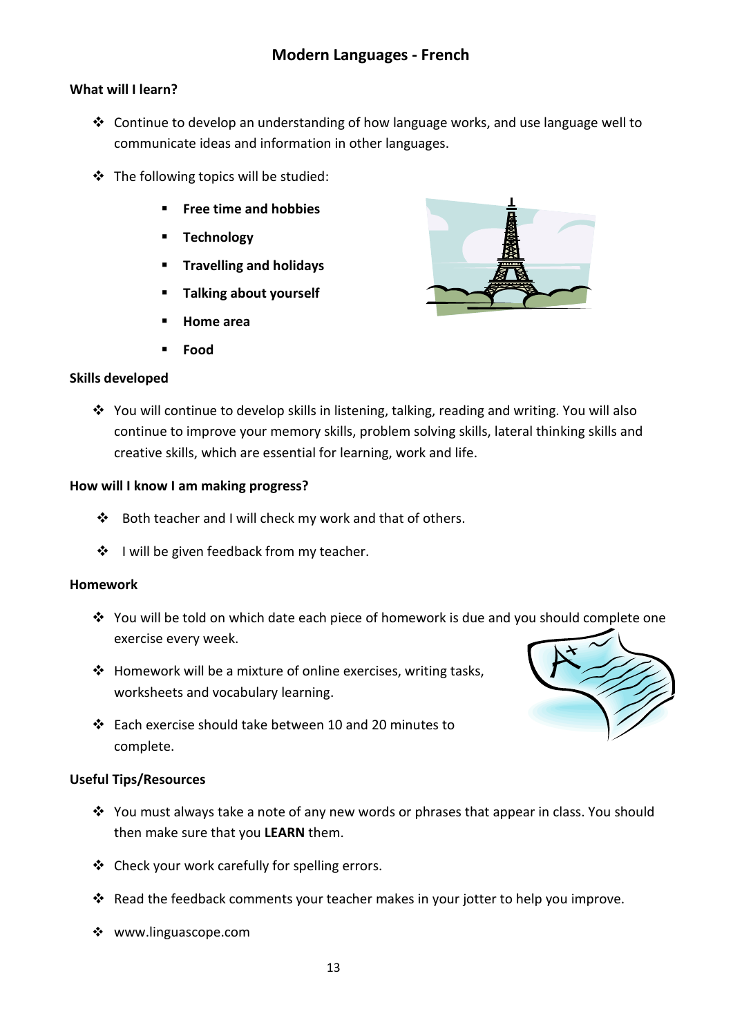# Modern Languages - French

## What will I learn?

- Continue to develop an understanding of how language works, and use language well to communicate ideas and information in other languages.
- The following topics will be studied:
  - **Free time and hobbies**
  - **Technology**
  - **Travelling and holidays**
  - **Talking about yourself**
  - **Home area**
  - **Food**

## Skills developed

- You will continue to develop skills in listening, talking, reading and writing. You will also continue to improve your memory skills, problem solving skills, lateral thinking skills and creative skills, which are essential for learning, work and life.

## How will I know I am making progress?

- Both teacher and I will check my work and that of others.
- I will be given feedback from my teacher.

## Homework

- You will be told on which date each piece of homework is due and you should complete one exercise every week.
- Homework will be a mixture of online exercises, writing tasks, worksheets and vocabulary learning.
- Each exercise should take between 10 and 20 minutes to complete.

## Useful Tips/Resources

- You must always take a note of any new words or phrases that appear in class. You should then make sure that you **LEARN** them.
- Check your work carefully for spelling errors.
- Read the feedback comments your teacher makes in your jotter to help you improve.
- www.linguascope.com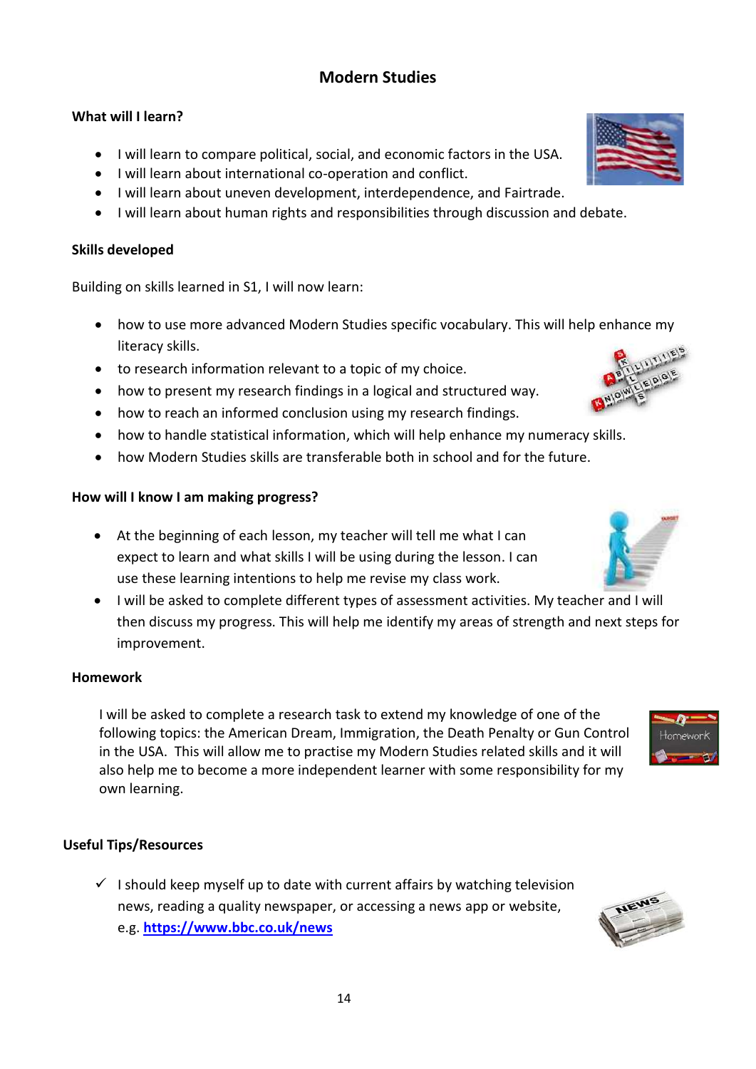# Modern Studies

**What will I learn?**

- I will learn to compare political, social, and economic factors in the USA.
- I will learn about international co-operation and conflict.
- I will learn about uneven development, interdependence, and Fairtrade.
- I will learn about human rights and responsibilities through discussion and debate.

**Skills developed**

Building on skills learned in S1, I will now learn:

- how to use more advanced Modern Studies specific vocabulary. This will help enhance my literacy skills.
- to research information relevant to a topic of my choice.
- how to present my research findings in a logical and structured way.
- how to reach an informed conclusion using my research findings.
- how to handle statistical information, which will help enhance my numeracy skills.
- how Modern Studies skills are transferable both in school and for the future.

**How will I know I am making progress?**

- At the beginning of each lesson, my teacher will tell me what I can expect to learn and what skills I will be using during the lesson. I can use these learning intentions to help me revise my class work.
- I will be asked to complete different types of assessment activities. My teacher and I will then discuss my progress. This will help me identify my areas of strength and next steps for improvement.

**Homework**

I will be asked to complete a research task to extend my knowledge of one of the following topics: the American Dream, Immigration, the Death Penalty or Gun Control in the USA. This will allow me to practise my Modern Studies related skills and it will also help me to become a more independent learner with some responsibility for my own learning.

**Useful Tips/Resources**

- ✓ I should keep myself up to date with current affairs by watching television news, reading a quality newspaper, or accessing a news app or website, e.g. **https://www.bbc.co.uk/news**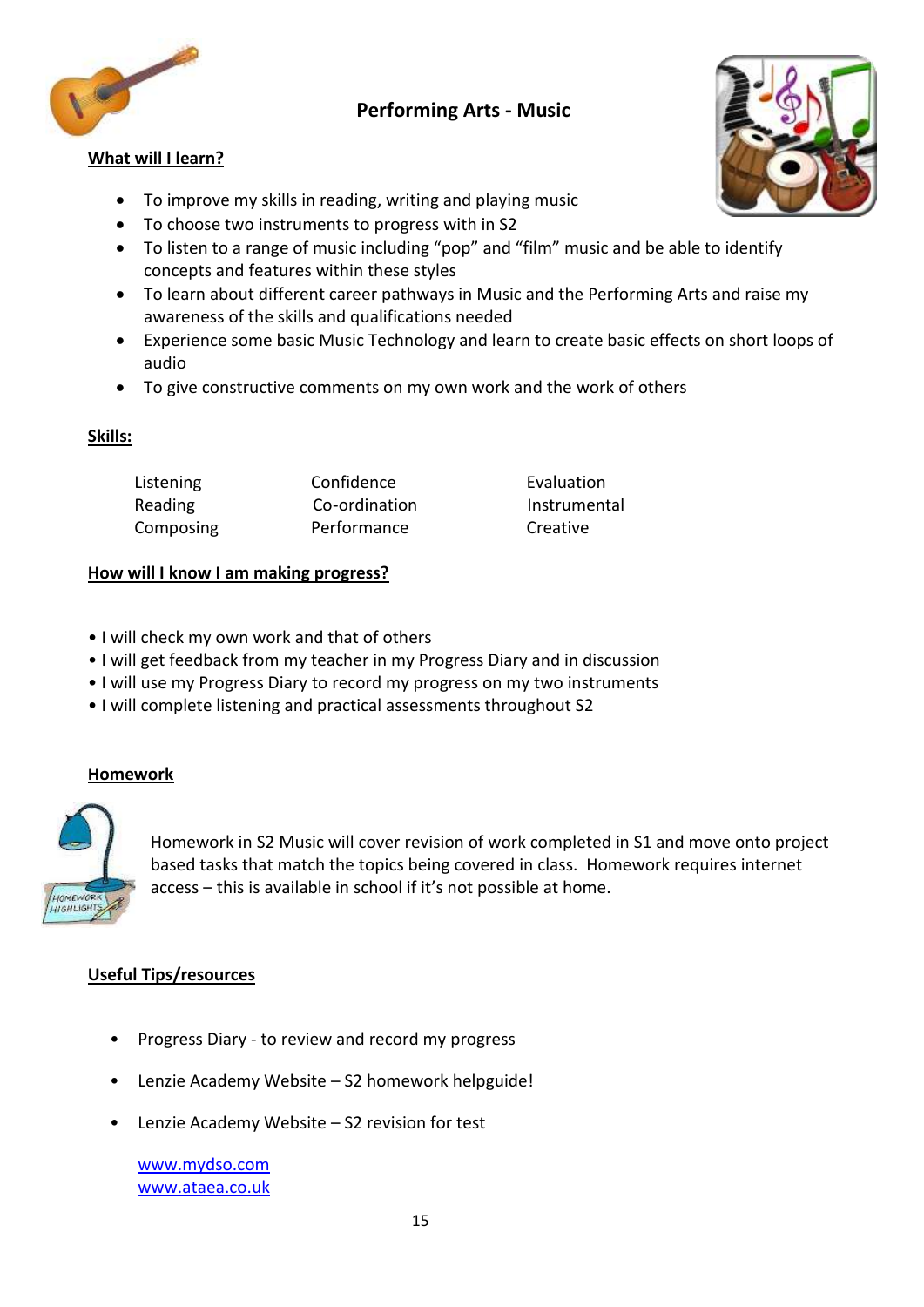# Performing Arts - Music

**What will I learn?**

- To improve my skills in reading, writing and playing music
- To choose two instruments to progress with in S2
- To listen to a range of music including "pop" and "film" music and be able to identify concepts and features within these styles
- To learn about different career pathways in Music and the Performing Arts and raise my awareness of the skills and qualifications needed
- Experience some basic Music Technology and learn to create basic effects on short loops of audio
- To give constructive comments on my own work and the work of others

**Skills:**

| | | |
|---|---|---|
| Listening | Confidence | Evaluation |
| Reading | Co-ordination | Instrumental |
| Composing | Performance | Creative |

**How will I know I am making progress?**

- I will check my own work and that of others
- I will get feedback from my teacher in my Progress Diary and in discussion
- I will use my Progress Diary to record my progress on my two instruments
- I will complete listening and practical assessments throughout S2

**Homework**

Homework in S2 Music will cover revision of work completed in S1 and move onto project based tasks that match the topics being covered in class. Homework requires internet access – this is available in school if it's not possible at home.

**Useful Tips/resources**

- Progress Diary - to review and record my progress
- Lenzie Academy Website – S2 homework helpguide!
- Lenzie Academy Website – S2 revision for test

  www.mydso.com
  www.ataea.co.uk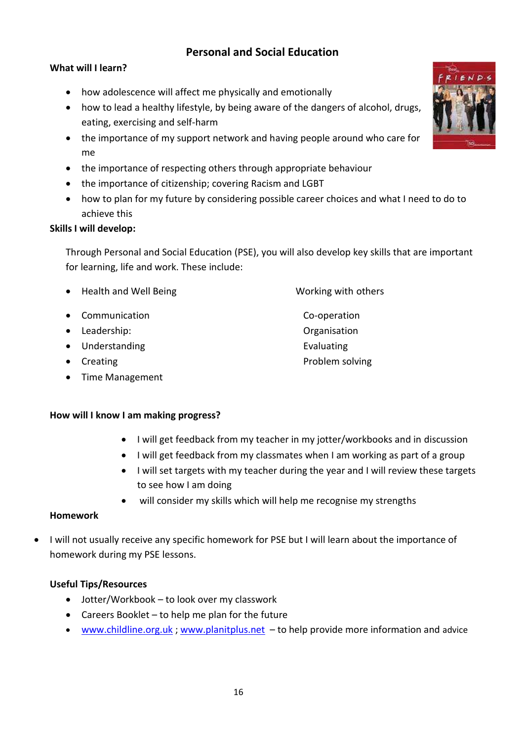# Personal and Social Education

**What will I learn?**

- how adolescence will affect me physically and emotionally
- how to lead a healthy lifestyle, by being aware of the dangers of alcohol, drugs, eating, exercising and self-harm
- the importance of my support network and having people around who care for me
- the importance of respecting others through appropriate behaviour
- the importance of citizenship; covering Racism and LGBT
- how to plan for my future by considering possible career choices and what I need to do to achieve this

**Skills I will develop:**

Through Personal and Social Education (PSE), you will also develop key skills that are important for learning, life and work. These include:

- Health and Well Being
- Communication
- Leadership:
- Understanding
- Creating
- Time Management

Working with others

Co-operation

Organisation

Evaluating

Problem solving

**How will I know I am making progress?**

- I will get feedback from my teacher in my jotter/workbooks and in discussion
- I will get feedback from my classmates when I am working as part of a group
- I will set targets with my teacher during the year and I will review these targets to see how I am doing
- will consider my skills which will help me recognise my strengths

**Homework**

- I will not usually receive any specific homework for PSE but I will learn about the importance of homework during my PSE lessons.

**Useful Tips/Resources**

- Jotter/Workbook – to look over my classwork
- Careers Booklet – to help me plan for the future
- www.childline.org.uk ; www.planitplus.net – to help provide more information and advice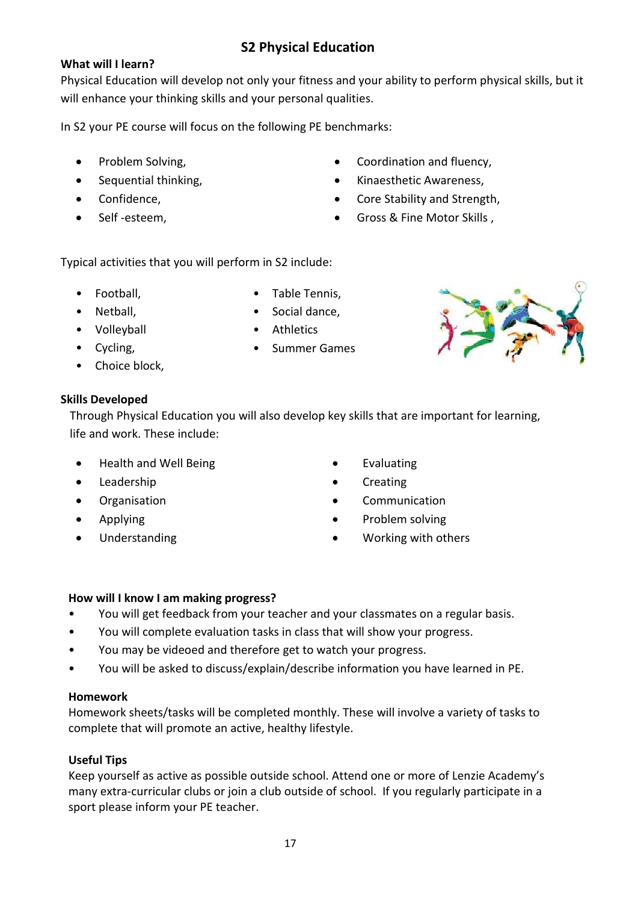# S2 Physical Education

**What will I learn?**

Physical Education will develop not only your fitness and your ability to perform physical skills, but it will enhance your thinking skills and your personal qualities.

In S2 your PE course will focus on the following PE benchmarks:

- Problem Solving,
- Sequential thinking,
- Confidence,
- Self -esteem,
- Coordination and fluency,
- Kinaesthetic Awareness,
- Core Stability and Strength,
- Gross & Fine Motor Skills ,

Typical activities that you will perform in S2 include:

- Football,
- Netball,
- Volleyball
- Cycling,
- Choice block,
- Table Tennis,
- Social dance,
- Athletics
- Summer Games

**Skills Developed**

Through Physical Education you will also develop key skills that are important for learning, life and work. These include:

- Health and Well Being
- Leadership
- Organisation
- Applying
- Understanding
- Evaluating
- Creating
- Communication
- Problem solving
- Working with others

**How will I know I am making progress?**

- You will get feedback from your teacher and your classmates on a regular basis.
- You will complete evaluation tasks in class that will show your progress.
- You may be videoed and therefore get to watch your progress.
- You will be asked to discuss/explain/describe information you have learned in PE.

**Homework**

Homework sheets/tasks will be completed monthly. These will involve a variety of tasks to complete that will promote an active, healthy lifestyle.

**Useful Tips**

Keep yourself as active as possible outside school. Attend one or more of Lenzie Academy's many extra-curricular clubs or join a club outside of school. If you regularly participate in a sport please inform your PE teacher.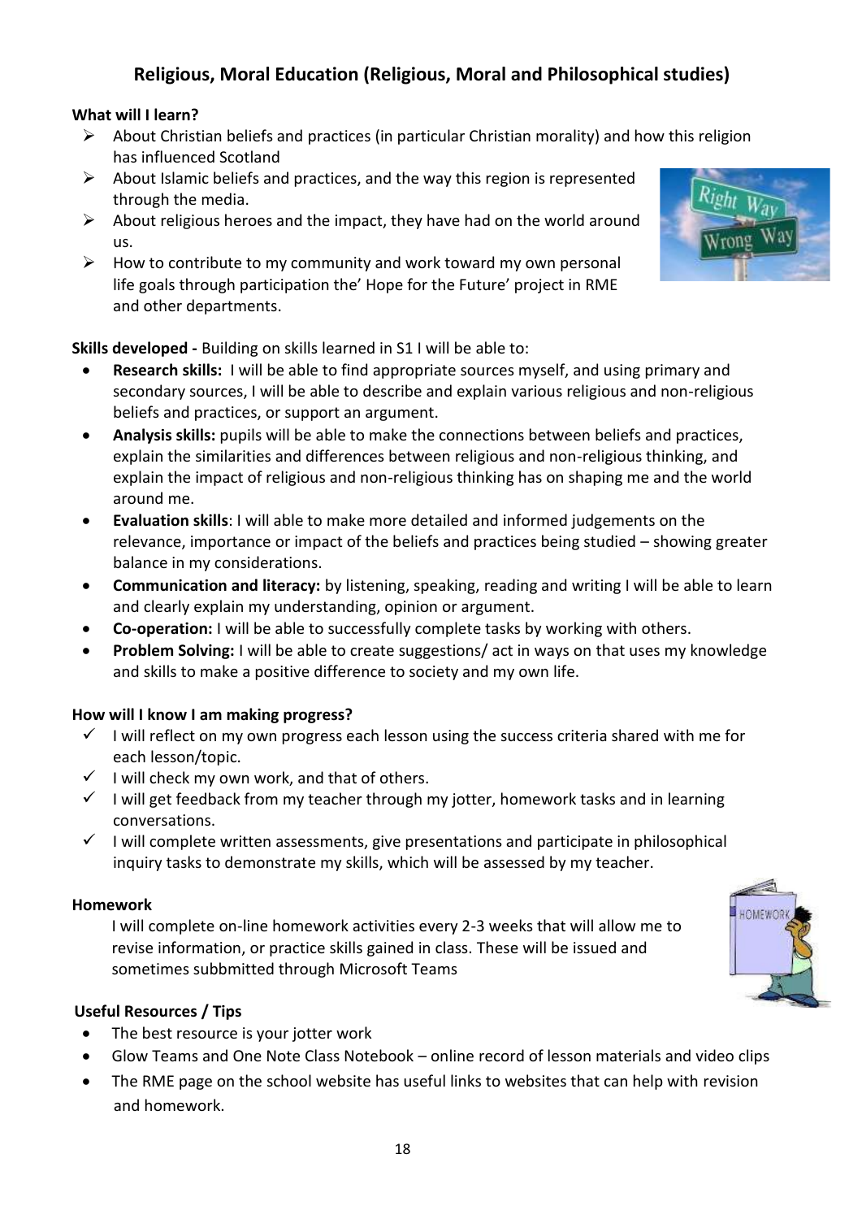# Religious, Moral Education (Religious, Moral and Philosophical studies)

**What will I learn?**

- About Christian beliefs and practices (in particular Christian morality) and how this religion has influenced Scotland
- About Islamic beliefs and practices, and the way this region is represented through the media.
- About religious heroes and the impact, they have had on the world around us.
- How to contribute to my community and work toward my own personal life goals through participation the' Hope for the Future' project in RME and other departments.

**Skills developed -** Building on skills learned in S1 I will be able to:

- **Research skills:** I will be able to find appropriate sources myself, and using primary and secondary sources, I will be able to describe and explain various religious and non-religious beliefs and practices, or support an argument.
- **Analysis skills:** pupils will be able to make the connections between beliefs and practices, explain the similarities and differences between religious and non-religious thinking, and explain the impact of religious and non-religious thinking has on shaping me and the world around me.
- **Evaluation skills**: I will able to make more detailed and informed judgements on the relevance, importance or impact of the beliefs and practices being studied – showing greater balance in my considerations.
- **Communication and literacy:** by listening, speaking, reading and writing I will be able to learn and clearly explain my understanding, opinion or argument.
- **Co-operation:** I will be able to successfully complete tasks by working with others.
- **Problem Solving:** I will be able to create suggestions/ act in ways on that uses my knowledge and skills to make a positive difference to society and my own life.

**How will I know I am making progress?**

- ✓ I will reflect on my own progress each lesson using the success criteria shared with me for each lesson/topic.
- ✓ I will check my own work, and that of others.
- ✓ I will get feedback from my teacher through my jotter, homework tasks and in learning conversations.
- ✓ I will complete written assessments, give presentations and participate in philosophical inquiry tasks to demonstrate my skills, which will be assessed by my teacher.

**Homework**

I will complete on-line homework activities every 2-3 weeks that will allow me to revise information, or practice skills gained in class. These will be issued and sometimes subbmitted through Microsoft Teams

**Useful Resources / Tips**

- The best resource is your jotter work
- Glow Teams and One Note Class Notebook – online record of lesson materials and video clips
- The RME page on the school website has useful links to websites that can help with revision and homework.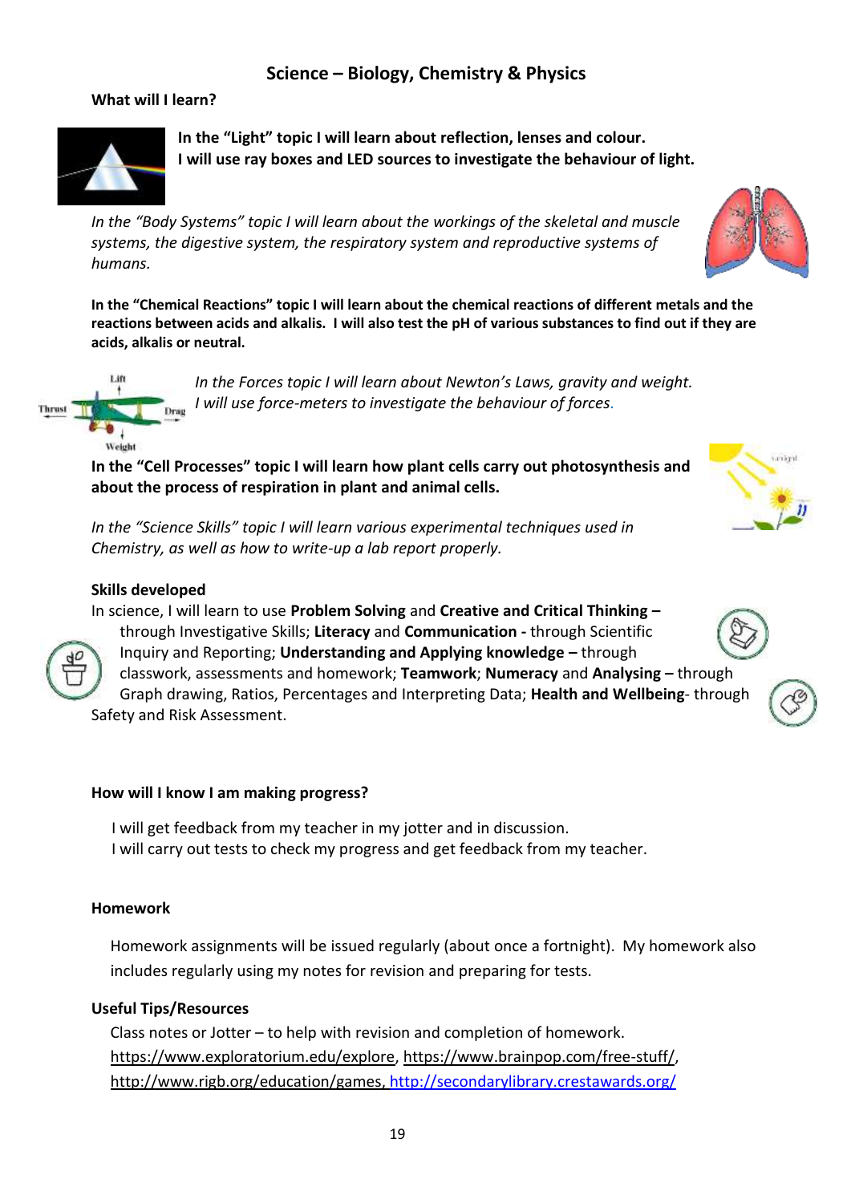## Science – Biology, Chemistry & Physics

**What will I learn?**

**In the "Light" topic I will learn about reflection, lenses and colour.**
**I will use ray boxes and LED sources to investigate the behaviour of light.**

*In the "Body Systems" topic I will learn about the workings of the skeletal and muscle systems, the digestive system, the respiratory system and reproductive systems of humans.*

**In the "Chemical Reactions" topic I will learn about the chemical reactions of different metals and the reactions between acids and alkalis. I will also test the pH of various substances to find out if they are acids, alkalis or neutral.**

*In the Forces topic I will learn about Newton's Laws, gravity and weight.*
*I will use force-meters to investigate the behaviour of forces.*

Lift
Thrust
Drag
Weight

**In the "Cell Processes" topic I will learn how plant cells carry out photosynthesis and about the process of respiration in plant and animal cells.**

*In the "Science Skills" topic I will learn various experimental techniques used in Chemistry, as well as how to write-up a lab report properly.*

**Skills developed**

In science, I will learn to use **Problem Solving** and **Creative and Critical Thinking –** through Investigative Skills; **Literacy** and **Communication -** through Scientific Inquiry and Reporting; **Understanding and Applying knowledge –** through classwork, assessments and homework; **Teamwork**; **Numeracy** and **Analysing –** through Graph drawing, Ratios, Percentages and Interpreting Data; **Health and Wellbeing**- through Safety and Risk Assessment.

**How will I know I am making progress?**

I will get feedback from my teacher in my jotter and in discussion.
I will carry out tests to check my progress and get feedback from my teacher.

**Homework**

Homework assignments will be issued regularly (about once a fortnight). My homework also includes regularly using my notes for revision and preparing for tests.

**Useful Tips/Resources**

Class notes or Jotter – to help with revision and completion of homework.
https://www.exploratorium.edu/explore, https://www.brainpop.com/free-stuff/, http://www.rigb.org/education/games, http://secondarylibrary.crestawards.org/